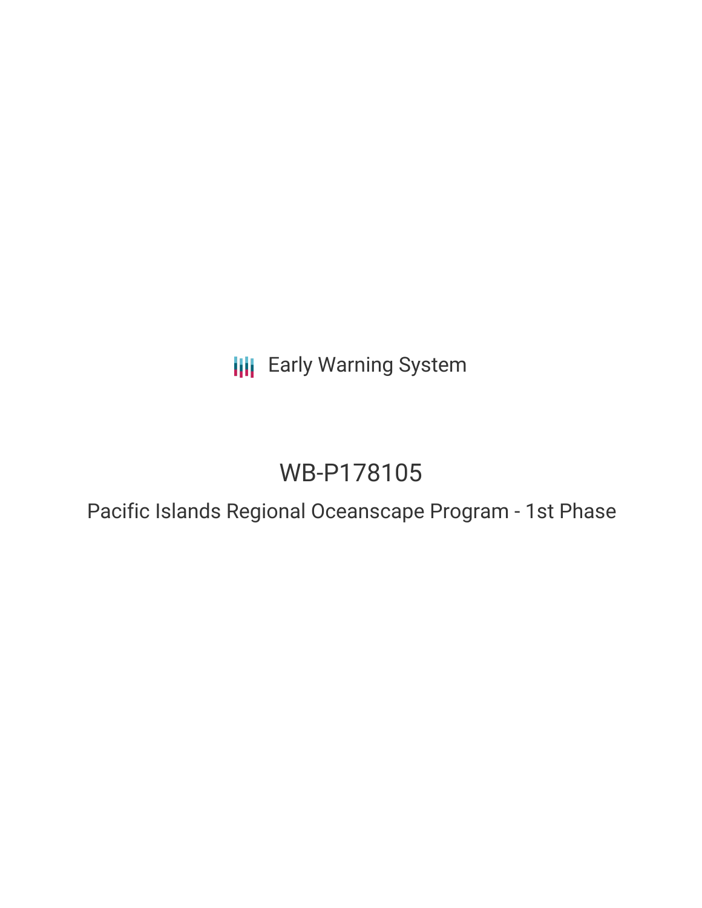Early Warning System

# WB-P178105

## Pacific Islands Regional Oceanscape Program - 1st Phase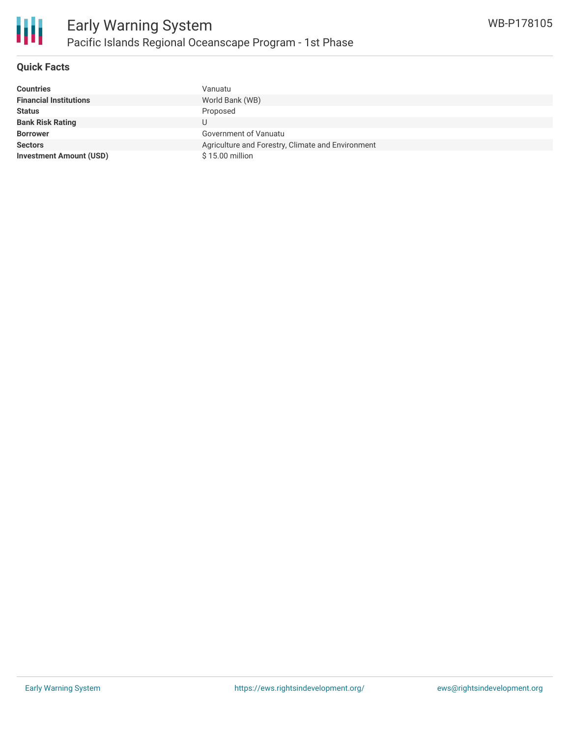# Early Warning System

## Pacific Islands Regional Oceanscape Program - 1st Phase

WB-P178105

### Quick Facts

| | |
|---|---|
| **Countries** | Vanuatu |
| **Financial Institutions** | World Bank (WB) |
| **Status** | Proposed |
| **Bank Risk Rating** | U |
| **Borrower** | Government of Vanuatu |
| **Sectors** | Agriculture and Forestry, Climate and Environment |
| **Investment Amount (USD)** | $ 15.00 million |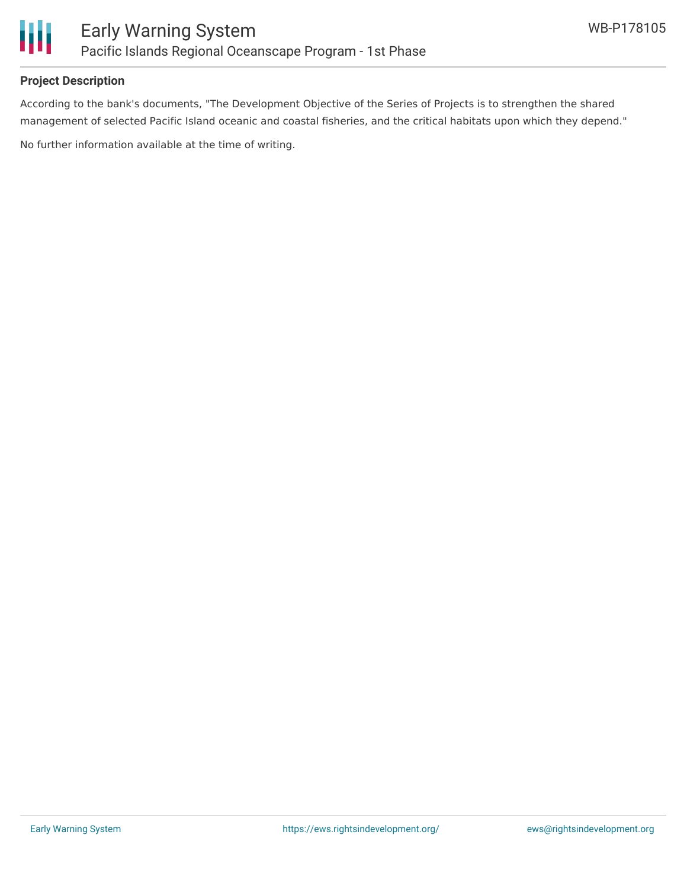**Project Description**

According to the bank's documents, "The Development Objective of the Series of Projects is to strengthen the shared management of selected Pacific Island oceanic and coastal fisheries, and the critical habitats upon which they depend."

No further information available at the time of writing.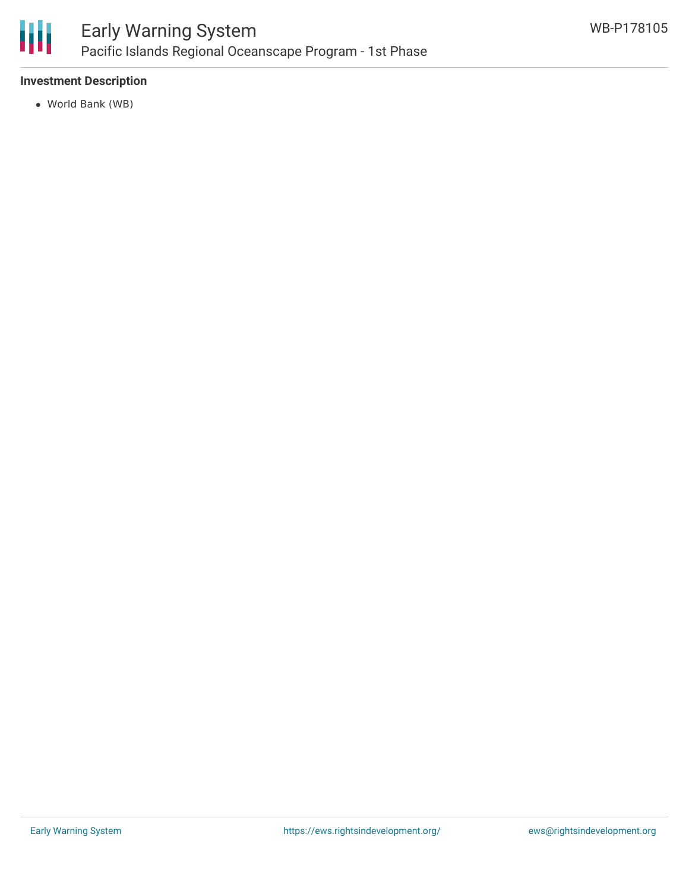**Investment Description**

- World Bank (WB)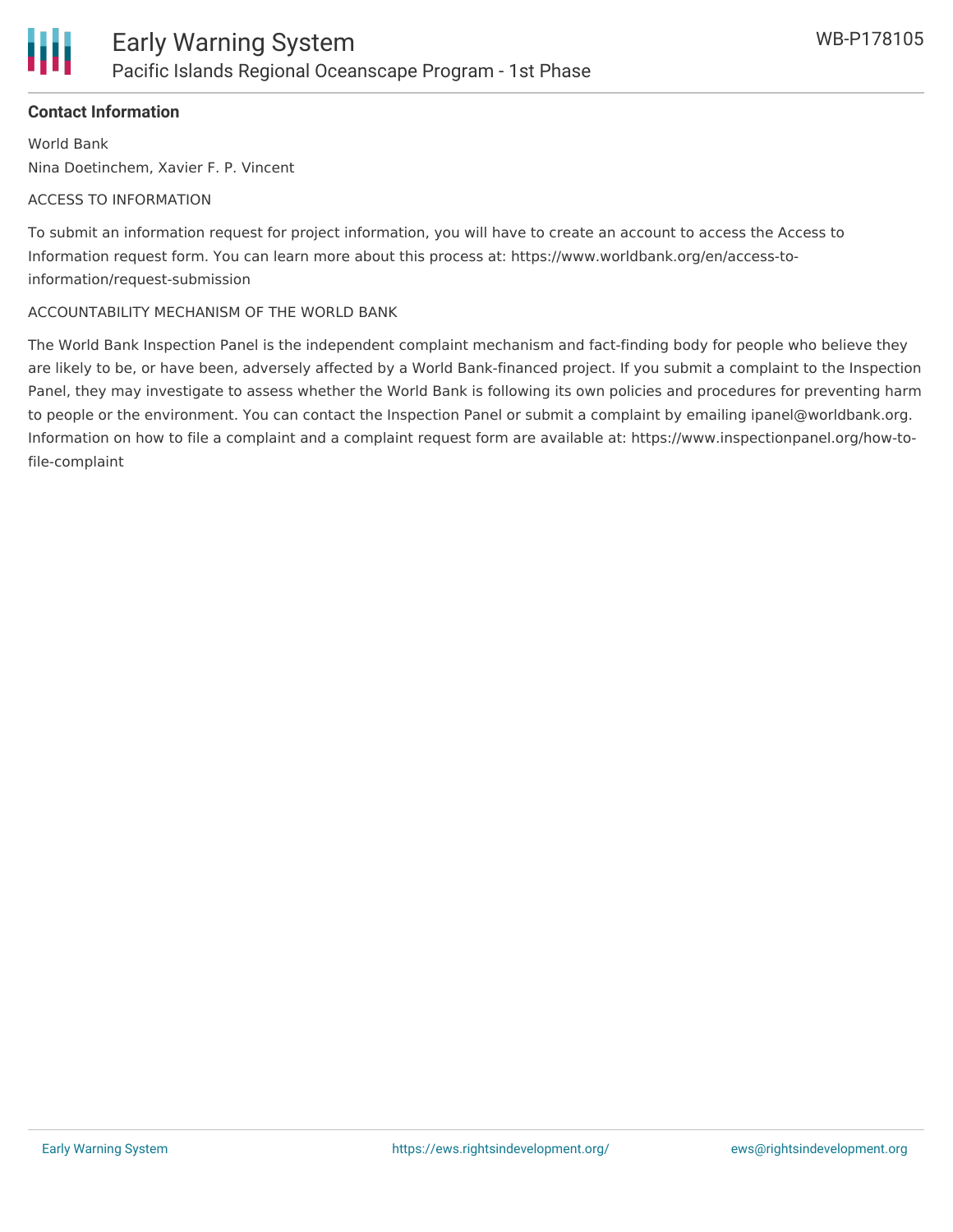**Contact Information**

World Bank
Nina Doetinchem, Xavier F. P. Vincent

ACCESS TO INFORMATION

To submit an information request for project information, you will have to create an account to access the Access to Information request form. You can learn more about this process at: https://www.worldbank.org/en/access-to-information/request-submission

ACCOUNTABILITY MECHANISM OF THE WORLD BANK

The World Bank Inspection Panel is the independent complaint mechanism and fact-finding body for people who believe they are likely to be, or have been, adversely affected by a World Bank-financed project. If you submit a complaint to the Inspection Panel, they may investigate to assess whether the World Bank is following its own policies and procedures for preventing harm to people or the environment. You can contact the Inspection Panel or submit a complaint by emailing ipanel@worldbank.org. Information on how to file a complaint and a complaint request form are available at: https://www.inspectionpanel.org/how-to-file-complaint